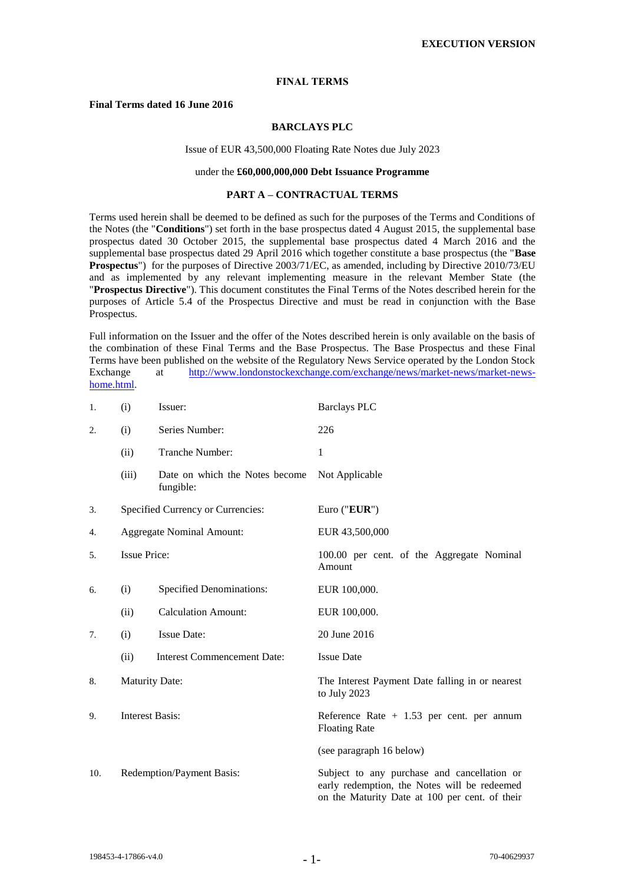**EXECUTION VERSION**

# FINAL TERMS

**Final Terms dated 16 June 2016**

## BARCLAYS PLC

Issue of EUR 43,500,000 Floating Rate Notes due July 2023

under the **£60,000,000,000 Debt Issuance Programme**

## PART A – CONTRACTUAL TERMS

Terms used herein shall be deemed to be defined as such for the purposes of the Terms and Conditions of the Notes (the "**Conditions**") set forth in the base prospectus dated 4 August 2015, the supplemental base prospectus dated 30 October 2015, the supplemental base prospectus dated 4 March 2016 and the supplemental base prospectus dated 29 April 2016 which together constitute a base prospectus (the "**Base Prospectus**") for the purposes of Directive 2003/71/EC, as amended, including by Directive 2010/73/EU and as implemented by any relevant implementing measure in the relevant Member State (the "**Prospectus Directive**"). This document constitutes the Final Terms of the Notes described herein for the purposes of Article 5.4 of the Prospectus Directive and must be read in conjunction with the Base Prospectus.

Full information on the Issuer and the offer of the Notes described herein is only available on the basis of the combination of these Final Terms and the Base Prospectus. The Base Prospectus and these Final Terms have been published on the website of the Regulatory News Service operated by the London Stock Exchange at http://www.londonstockexchange.com/exchange/news/market-news/market-news-home.html.

| | | | |
|---|---|---|---|
| 1. | (i) | Issuer: | Barclays PLC |
| 2. | (i) | Series Number: | 226 |
| | (ii) | Tranche Number: | 1 |
| | (iii) | Date on which the Notes become fungible: | Not Applicable |
| 3. | Specified Currency or Currencies: | | Euro ("**EUR**") |
| 4. | Aggregate Nominal Amount: | | EUR 43,500,000 |
| 5. | Issue Price: | | 100.00 per cent. of the Aggregate Nominal Amount |
| 6. | (i) | Specified Denominations: | EUR 100,000. |
| | (ii) | Calculation Amount: | EUR 100,000. |
| 7. | (i) | Issue Date: | 20 June 2016 |
| | (ii) | Interest Commencement Date: | Issue Date |
| 8. | Maturity Date: | | The Interest Payment Date falling in or nearest to July 2023 |
| 9. | Interest Basis: | | Reference Rate + 1.53 per cent. per annum Floating Rate<br><br>(see paragraph 16 below) |
| 10. | Redemption/Payment Basis: | | Subject to any purchase and cancellation or early redemption, the Notes will be redeemed on the Maturity Date at 100 per cent. of their |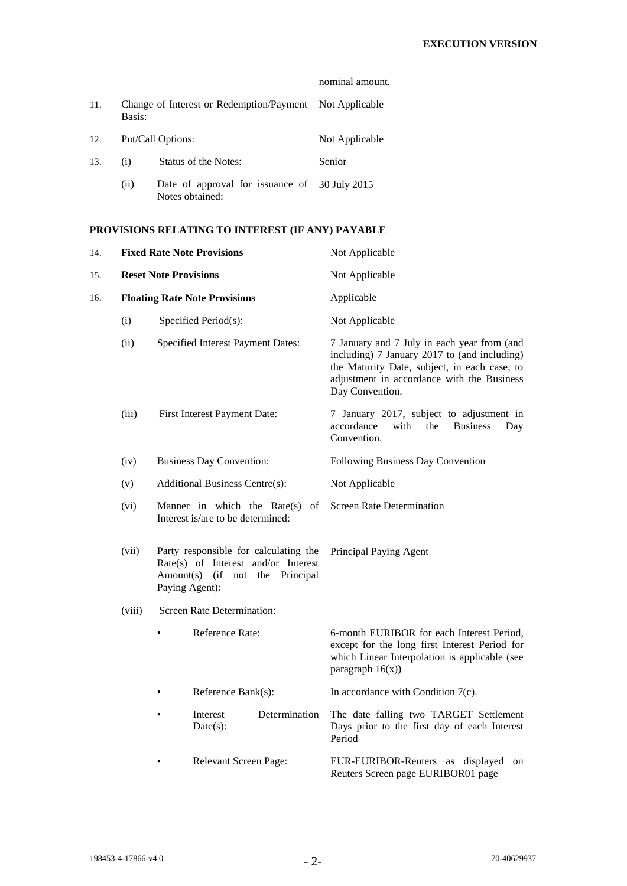| | | | |
|---|---|---|---|
| | | | nominal amount. |
| 11. | Change of Interest or Redemption/Payment Basis: | | Not Applicable |
| 12. | Put/Call Options: | | Not Applicable |
| 13. | (i) | Status of the Notes: | Senior |
| | (ii) | Date of approval for issuance of Notes obtained: | 30 July 2015 |

**PROVISIONS RELATING TO INTEREST (IF ANY) PAYABLE**

| | | | |
|---|---|---|---|
| 14. | **Fixed Rate Note Provisions** | | Not Applicable |
| 15. | **Reset Note Provisions** | | Not Applicable |
| 16. | **Floating Rate Note Provisions** | | Applicable |
| | (i) | Specified Period(s): | Not Applicable |
| | (ii) | Specified Interest Payment Dates: | 7 January and 7 July in each year from (and including) 7 January 2017 to (and including) the Maturity Date, subject, in each case, to adjustment in accordance with the Business Day Convention. |
| | (iii) | First Interest Payment Date: | 7 January 2017, subject to adjustment in accordance with the Business Day Convention. |
| | (iv) | Business Day Convention: | Following Business Day Convention |
| | (v) | Additional Business Centre(s): | Not Applicable |
| | (vi) | Manner in which the Rate(s) of Interest is/are to be determined: | Screen Rate Determination |
| | (vii) | Party responsible for calculating the Rate(s) of Interest and/or Interest Amount(s) (if not the Principal Paying Agent): | Principal Paying Agent |
| | (viii) | Screen Rate Determination: | |
| | | • Reference Rate: | 6-month EURIBOR for each Interest Period, except for the long first Interest Period for which Linear Interpolation is applicable (see paragraph 16(x)) |
| | | • Reference Bank(s): | In accordance with Condition 7(c). |
| | | • Interest Determination Date(s): | The date falling two TARGET Settlement Days prior to the first day of each Interest Period |
| | | • Relevant Screen Page: | EUR-EURIBOR-Reuters as displayed on Reuters Screen page EURIBOR01 page |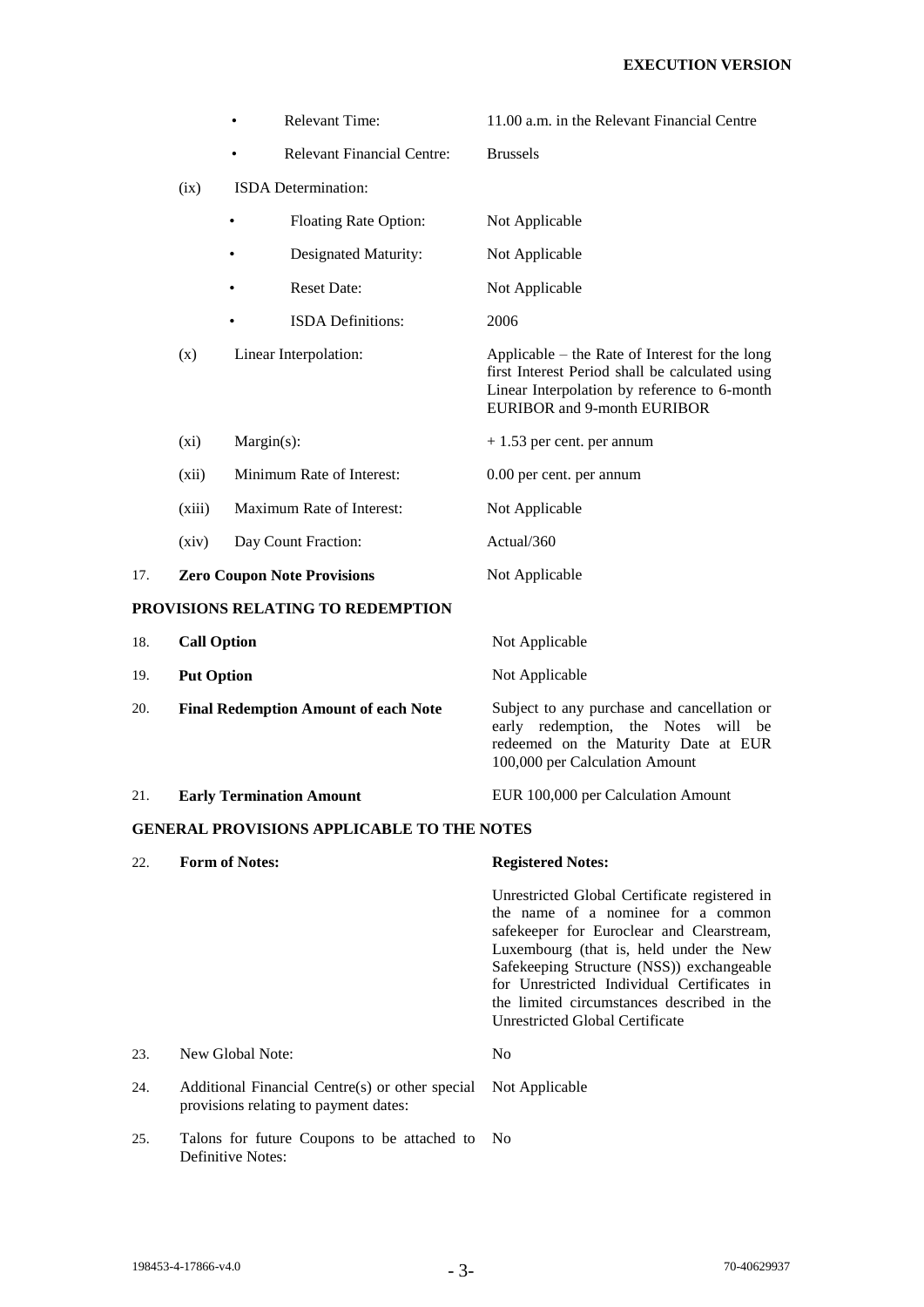| | | |
|---|---|---|
| | • Relevant Time: | 11.00 a.m. in the Relevant Financial Centre |
| | • Relevant Financial Centre: | Brussels |
| (ix) | ISDA Determination: | |
| | • Floating Rate Option: | Not Applicable |
| | • Designated Maturity: | Not Applicable |
| | • Reset Date: | Not Applicable |
| | • ISDA Definitions: | 2006 |
| (x) | Linear Interpolation: | Applicable – the Rate of Interest for the long first Interest Period shall be calculated using Linear Interpolation by reference to 6-month EURIBOR and 9-month EURIBOR |
| (xi) | Margin(s): | + 1.53 per cent. per annum |
| (xii) | Minimum Rate of Interest: | 0.00 per cent. per annum |
| (xiii) | Maximum Rate of Interest: | Not Applicable |
| (xiv) | Day Count Fraction: | Actual/360 |

| | | |
|---|---|---|
| 17. | **Zero Coupon Note Provisions** | Not Applicable |

**PROVISIONS RELATING TO REDEMPTION**

| | | |
|---|---|---|
| 18. | **Call Option** | Not Applicable |
| 19. | **Put Option** | Not Applicable |
| 20. | **Final Redemption Amount of each Note** | Subject to any purchase and cancellation or early redemption, the Notes will be redeemed on the Maturity Date at EUR 100,000 per Calculation Amount |
| 21. | **Early Termination Amount** | EUR 100,000 per Calculation Amount |

**GENERAL PROVISIONS APPLICABLE TO THE NOTES**

| | | |
|---|---|---|
| 22. | **Form of Notes:** | **Registered Notes:**<br><br>Unrestricted Global Certificate registered in the name of a nominee for a common safekeeper for Euroclear and Clearstream, Luxembourg (that is, held under the New Safekeeping Structure (NSS)) exchangeable for Unrestricted Individual Certificates in the limited circumstances described in the Unrestricted Global Certificate |
| 23. | New Global Note: | No |
| 24. | Additional Financial Centre(s) or other special provisions relating to payment dates: | Not Applicable |
| 25. | Talons for future Coupons to be attached to Definitive Notes: | No |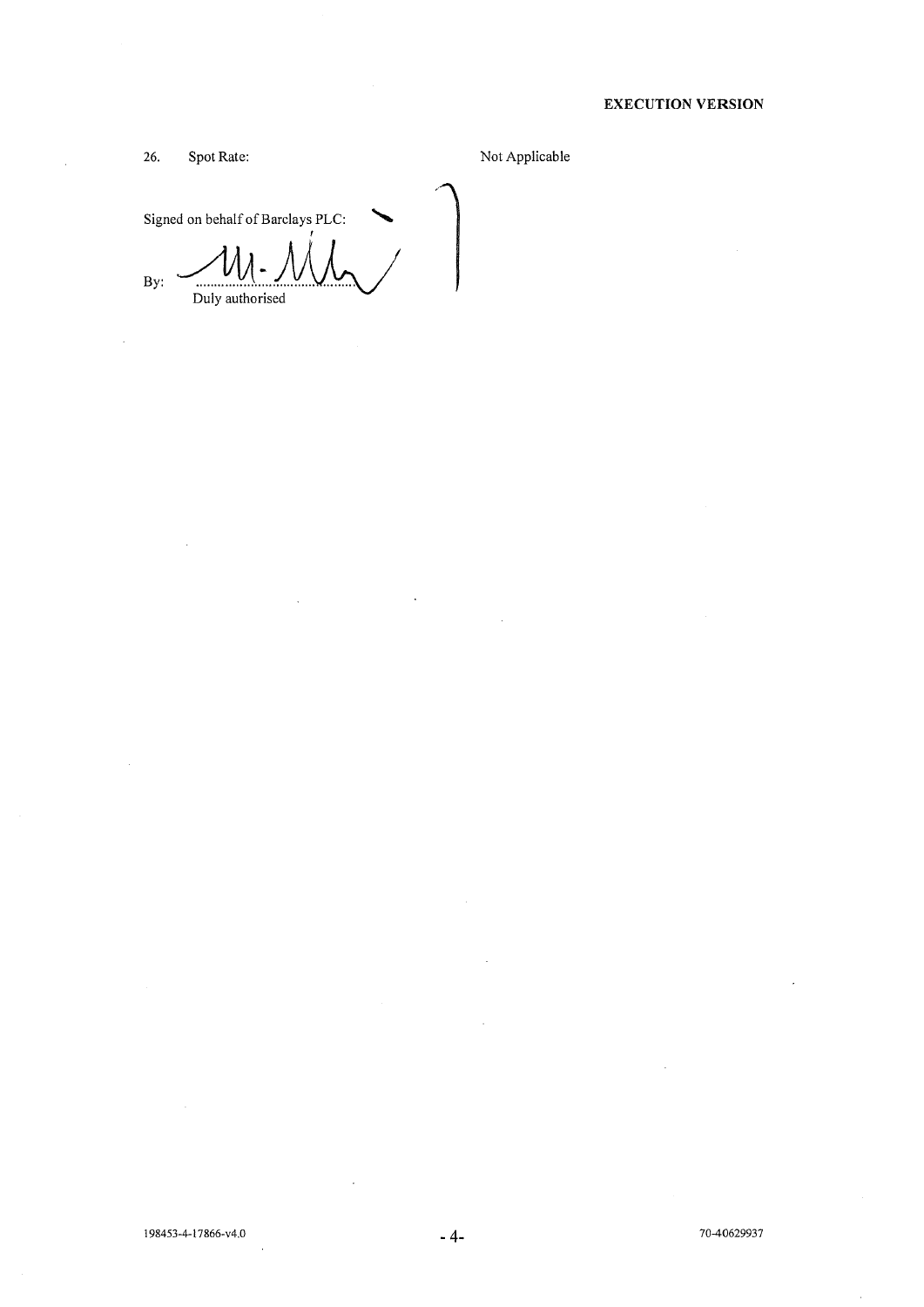**EXECUTION VERSION**

26. Spot Rate: Not Applicable

Signed on behalf of Barclays PLC:

By: ..............................................

Duly authorised

198453-4-17866-v4.0 70-40629937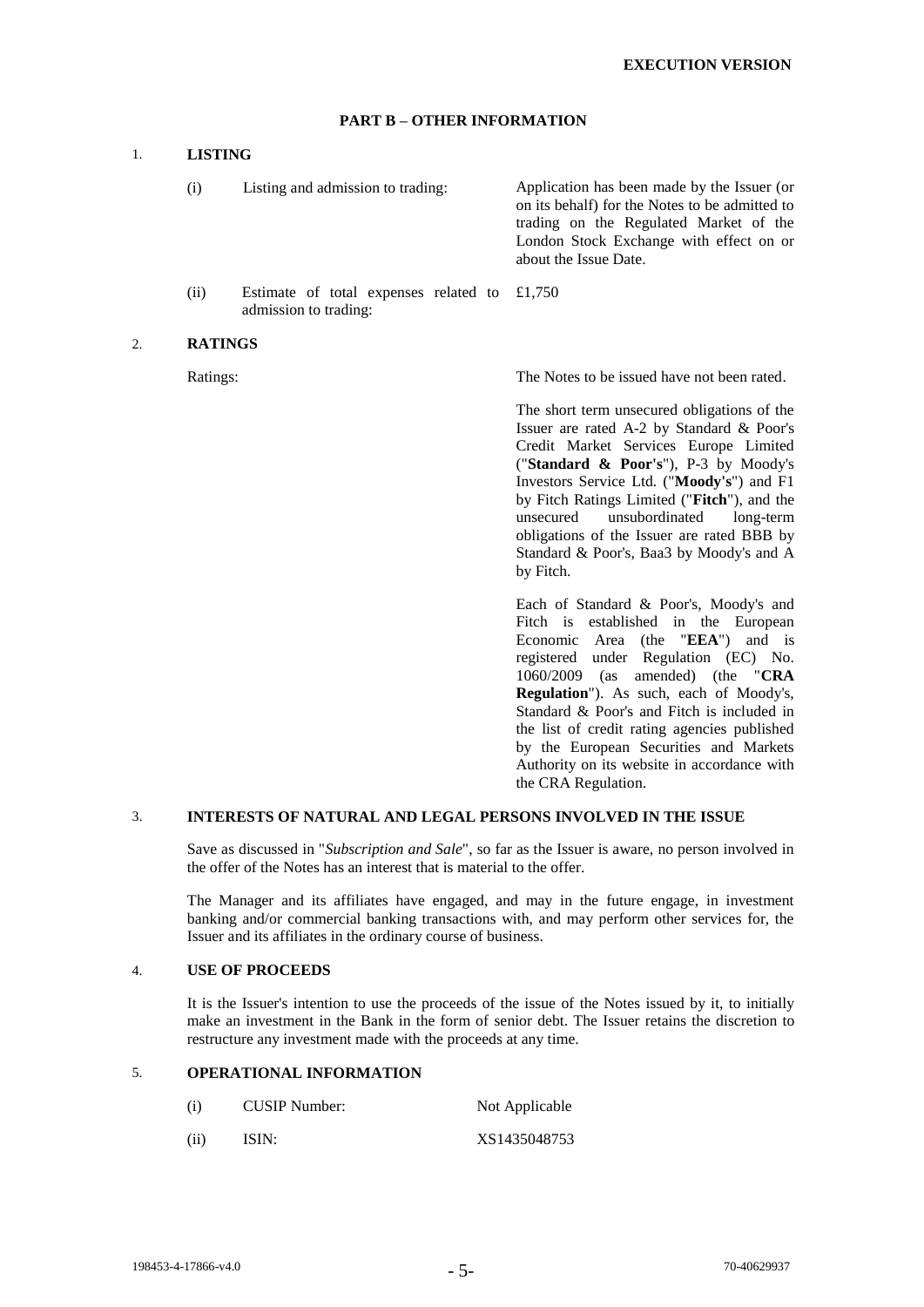## PART B – OTHER INFORMATION

### 1. LISTING

| | | |
|---|---|---|
| (i) | Listing and admission to trading: | Application has been made by the Issuer (or on its behalf) for the Notes to be admitted to trading on the Regulated Market of the London Stock Exchange with effect on or about the Issue Date. |
| (ii) | Estimate of total expenses related to admission to trading: | £1,750 |

### 2. RATINGS

Ratings: The Notes to be issued have not been rated.

The short term unsecured obligations of the Issuer are rated A-2 by Standard & Poor's Credit Market Services Europe Limited ("**Standard & Poor's**"), P-3 by Moody's Investors Service Ltd. ("**Moody's**") and F1 by Fitch Ratings Limited ("**Fitch**"), and the unsecured unsubordinated long-term obligations of the Issuer are rated BBB by Standard & Poor's, Baa3 by Moody's and A by Fitch.

Each of Standard & Poor's, Moody's and Fitch is established in the European Economic Area (the "**EEA**") and is registered under Regulation (EC) No. 1060/2009 (as amended) (the "**CRA Regulation**"). As such, each of Moody's, Standard & Poor's and Fitch is included in the list of credit rating agencies published by the European Securities and Markets Authority on its website in accordance with the CRA Regulation.

### 3. INTERESTS OF NATURAL AND LEGAL PERSONS INVOLVED IN THE ISSUE

Save as discussed in "*Subscription and Sale*", so far as the Issuer is aware, no person involved in the offer of the Notes has an interest that is material to the offer.

The Manager and its affiliates have engaged, and may in the future engage, in investment banking and/or commercial banking transactions with, and may perform other services for, the Issuer and its affiliates in the ordinary course of business.

### 4. USE OF PROCEEDS

It is the Issuer's intention to use the proceeds of the issue of the Notes issued by it, to initially make an investment in the Bank in the form of senior debt. The Issuer retains the discretion to restructure any investment made with the proceeds at any time.

### 5. OPERATIONAL INFORMATION

| | | |
|---|---|---|
| (i) | CUSIP Number: | Not Applicable |
| (ii) | ISIN: | XS1435048753 |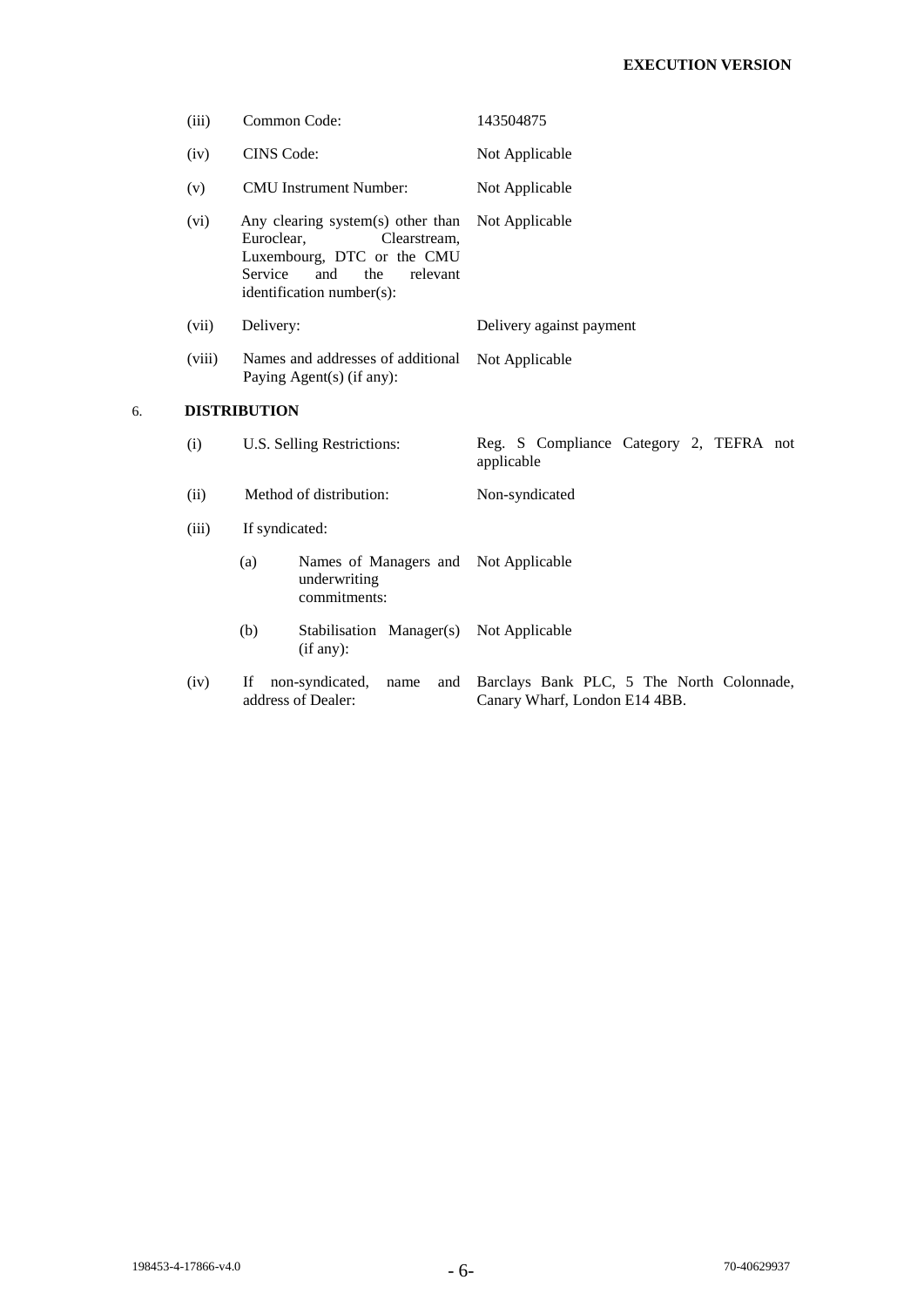| | | |
|---|---|---|
| (iii) | Common Code: | 143504875 |
| (iv) | CINS Code: | Not Applicable |
| (v) | CMU Instrument Number: | Not Applicable |
| (vi) | Any clearing system(s) other than Euroclear, Clearstream, Luxembourg, DTC or the CMU Service and the relevant identification number(s): | Not Applicable |
| (vii) | Delivery: | Delivery against payment |
| (viii) | Names and addresses of additional Paying Agent(s) (if any): | Not Applicable |

6. **DISTRIBUTION**

| | | |
|---|---|---|
| (i) | U.S. Selling Restrictions: | Reg. S Compliance Category 2, TEFRA not applicable |
| (ii) | Method of distribution: | Non-syndicated |
| (iii) | If syndicated: | |
| | (a) Names of Managers and underwriting commitments: | Not Applicable |
| | (b) Stabilisation Manager(s) (if any): | Not Applicable |
| (iv) | If non-syndicated, name and address of Dealer: | Barclays Bank PLC, 5 The North Colonnade, Canary Wharf, London E14 4BB. |